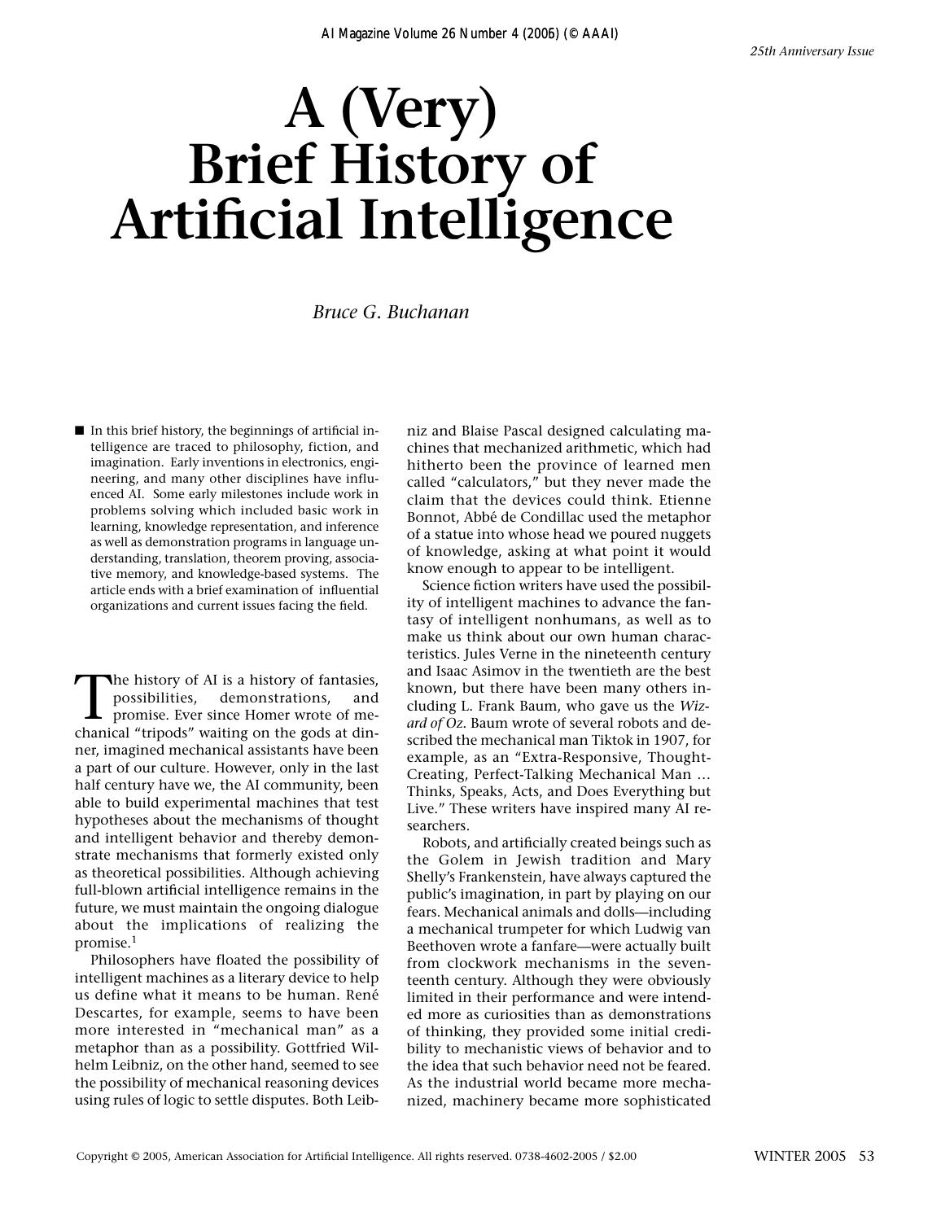# A (Very) Brief History of Artificial Intelligence

*Bruce G. Buchanan*

■ In this brief history, the beginnings of artificial intelligence are traced to philosophy, fiction, and imagination. Early inventions in electronics, engineering, and many other disciplines have influenced AI. Some early milestones include work in problems solving which included basic work in learning, knowledge representation, and inference as well as demonstration programs in language understanding, translation, theorem proving, associative memory, and knowledge-based systems. The article ends with a brief examination of influential organizations and current issues facing the field.

The history of AI is a history of fantasies, possibilities, demonstrations, and promise. Ever since Homer wrote of mechanical "tripods" waiting on the gods at dinner, imagined mechanical assistants have been a part of our culture. However, only in the last half century have we, the AI community, been able to build experimental machines that test hypotheses about the mechanisms of thought and intelligent behavior and thereby demonstrate mechanisms that formerly existed only as theoretical possibilities. Although achieving full-blown artificial intelligence remains in the future, we must maintain the ongoing dialogue about the implications of realizing the promise.[1]

Philosophers have floated the possibility of intelligent machines as a literary device to help us define what it means to be human. René Descartes, for example, seems to have been more interested in "mechanical man" as a metaphor than as a possibility. Gottfried Wilhelm Leibniz, on the other hand, seemed to see the possibility of mechanical reasoning devices using rules of logic to settle disputes. Both Leibniz and Blaise Pascal designed calculating machines that mechanized arithmetic, which had hitherto been the province of learned men called "calculators," but they never made the claim that the devices could think. Etienne Bonnot, Abbé de Condillac used the metaphor of a statue into whose head we poured nuggets of knowledge, asking at what point it would know enough to appear to be intelligent.

Science fiction writers have used the possibility of intelligent machines to advance the fantasy of intelligent nonhumans, as well as to make us think about our own human characteristics. Jules Verne in the nineteenth century and Isaac Asimov in the twentieth are the best known, but there have been many others including L. Frank Baum, who gave us the *Wizard of Oz*. Baum wrote of several robots and described the mechanical man Tiktok in 1907, for example, as an "Extra-Responsive, Thought-Creating, Perfect-Talking Mechanical Man … Thinks, Speaks, Acts, and Does Everything but Live." These writers have inspired many AI researchers.

Robots, and artificially created beings such as the Golem in Jewish tradition and Mary Shelly's Frankenstein, have always captured the public's imagination, in part by playing on our fears. Mechanical animals and dolls—including a mechanical trumpeter for which Ludwig van Beethoven wrote a fanfare—were actually built from clockwork mechanisms in the seventeenth century. Although they were obviously limited in their performance and were intended more as curiosities than as demonstrations of thinking, they provided some initial credibility to mechanistic views of behavior and to the idea that such behavior need not be feared. As the industrial world became more mechanized, machinery became more sophisticated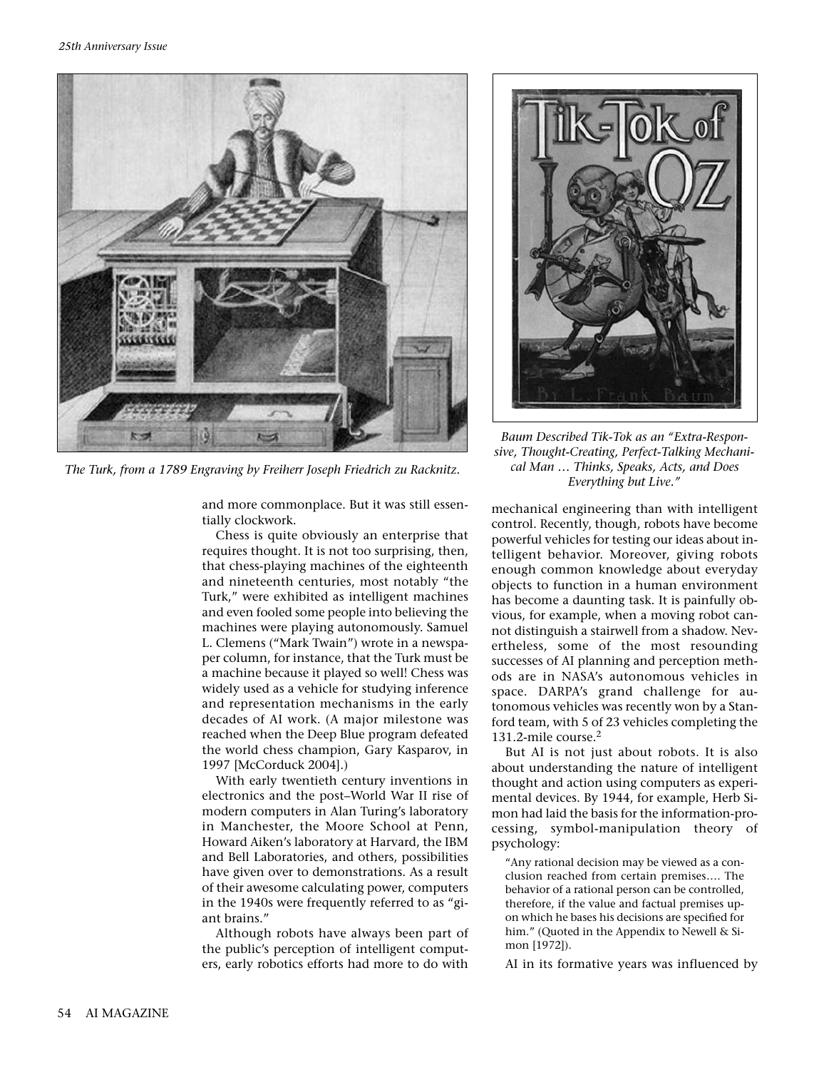The Turk, from a 1789 Engraving by Freiherr Joseph Friedrich zu Racknitz.

*Baum Described Tik-Tok as an "Extra-Responsive, Thought-Creating, Perfect-Talking Mechanical Man … Thinks, Speaks, Acts, and Does Everything but Live."*

and more commonplace. But it was still essentially clockwork.

Chess is quite obviously an enterprise that requires thought. It is not too surprising, then, that chess-playing machines of the eighteenth and nineteenth centuries, most notably "the Turk," were exhibited as intelligent machines and even fooled some people into believing the machines were playing autonomously. Samuel L. Clemens ("Mark Twain") wrote in a newspaper column, for instance, that the Turk must be a machine because it played so well! Chess was widely used as a vehicle for studying inference and representation mechanisms in the early decades of AI work. (A major milestone was reached when the Deep Blue program defeated the world chess champion, Gary Kasparov, in 1997 [McCorduck 2004].)

With early twentieth century inventions in electronics and the post–World War II rise of modern computers in Alan Turing's laboratory in Manchester, the Moore School at Penn, Howard Aiken's laboratory at Harvard, the IBM and Bell Laboratories, and others, possibilities have given over to demonstrations. As a result of their awesome calculating power, computers in the 1940s were frequently referred to as "giant brains."

Although robots have always been part of the public's perception of intelligent computers, early robotics efforts had more to do with mechanical engineering than with intelligent control. Recently, though, robots have become powerful vehicles for testing our ideas about intelligent behavior. Moreover, giving robots enough common knowledge about everyday objects to function in a human environment has become a daunting task. It is painfully obvious, for example, when a moving robot cannot distinguish a stairwell from a shadow. Nevertheless, some of the most resounding successes of AI planning and perception methods are in NASA's autonomous vehicles in space. DARPA's grand challenge for autonomous vehicles was recently won by a Stanford team, with 5 of 23 vehicles completing the 131.2-mile course.[2]

But AI is not just about robots. It is also about understanding the nature of intelligent thought and action using computers as experimental devices. By 1944, for example, Herb Simon had laid the basis for the information-processing, symbol-manipulation theory of psychology:

> "Any rational decision may be viewed as a conclusion reached from certain premises…. The behavior of a rational person can be controlled, therefore, if the value and factual premises upon which he bases his decisions are specified for him." (Quoted in the Appendix to Newell & Simon [1972]).

AI in its formative years was influenced by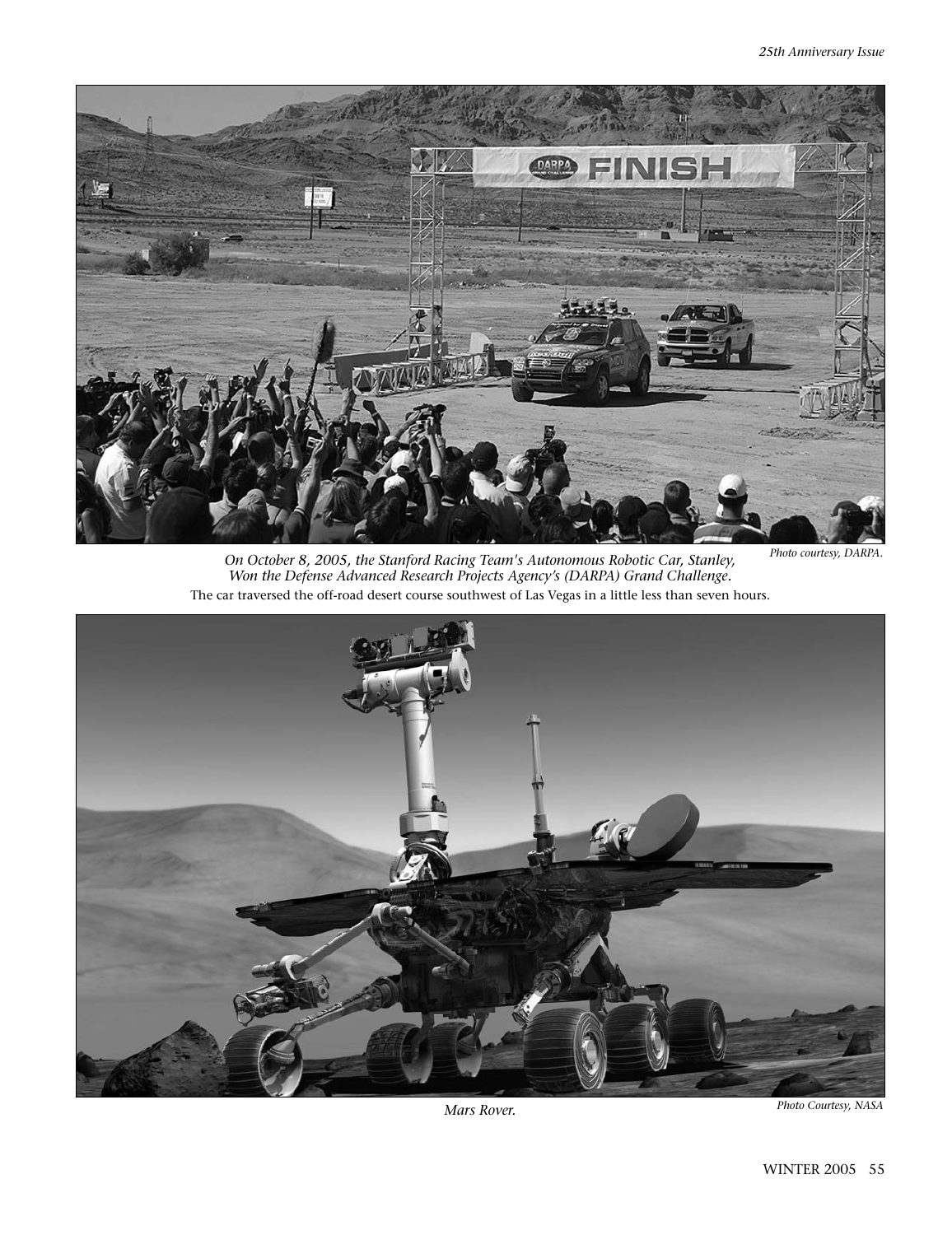*On October 8, 2005, the Stanford Racing Team's Autonomous Robotic Car, Stanley, Won the Defense Advanced Research Projects Agency's (DARPA) Grand Challenge.*

*Photo courtesy, DARPA.*

The car traversed the off-road desert course southwest of Las Vegas in a little less than seven hours.

*Mars Rover.*

*Photo Courtesy, NASA*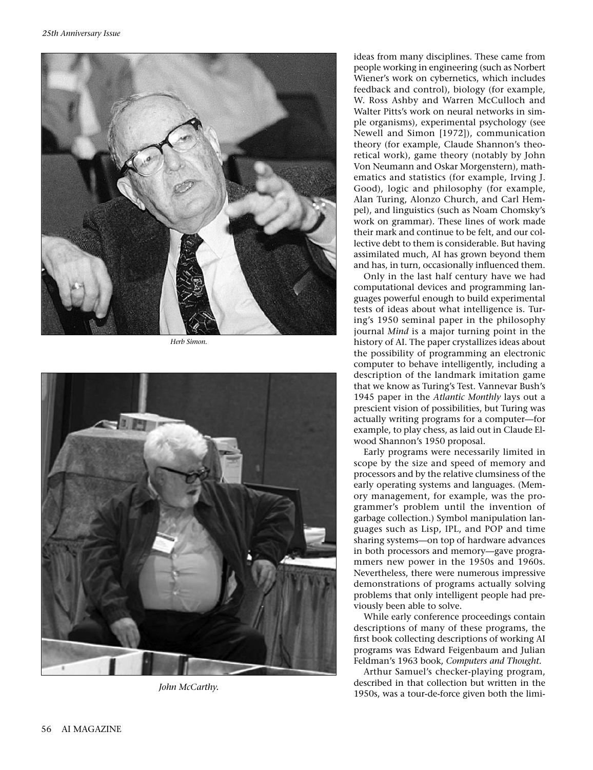Herb Simon.

John McCarthy.

ideas from many disciplines. These came from people working in engineering (such as Norbert Wiener's work on cybernetics, which includes feedback and control), biology (for example, W. Ross Ashby and Warren McCulloch and Walter Pitts's work on neural networks in simple organisms), experimental psychology (see Newell and Simon [1972]), communication theory (for example, Claude Shannon's theoretical work), game theory (notably by John Von Neumann and Oskar Morgenstern), mathematics and statistics (for example, Irving J. Good), logic and philosophy (for example, Alan Turing, Alonzo Church, and Carl Hempel), and linguistics (such as Noam Chomsky's work on grammar). These lines of work made their mark and continue to be felt, and our collective debt to them is considerable. But having assimilated much, AI has grown beyond them and has, in turn, occasionally influenced them.

Only in the last half century have we had computational devices and programming languages powerful enough to build experimental tests of ideas about what intelligence is. Turing's 1950 seminal paper in the philosophy journal *Mind* is a major turning point in the history of AI. The paper crystallizes ideas about the possibility of programming an electronic computer to behave intelligently, including a description of the landmark imitation game that we know as Turing's Test. Vannevar Bush's 1945 paper in the *Atlantic Monthly* lays out a prescient vision of possibilities, but Turing was actually writing programs for a computer—for example, to play chess, as laid out in Claude Elwood Shannon's 1950 proposal.

Early programs were necessarily limited in scope by the size and speed of memory and processors and by the relative clumsiness of the early operating systems and languages. (Memory management, for example, was the programmer's problem until the invention of garbage collection.) Symbol manipulation languages such as Lisp, IPL, and POP and time sharing systems—on top of hardware advances in both processors and memory—gave programmers new power in the 1950s and 1960s. Nevertheless, there were numerous impressive demonstrations of programs actually solving problems that only intelligent people had previously been able to solve.

While early conference proceedings contain descriptions of many of these programs, the first book collecting descriptions of working AI programs was Edward Feigenbaum and Julian Feldman's 1963 book, *Computers and Thought.*

Arthur Samuel's checker-playing program, described in that collection but written in the 1950s, was a tour-de-force given both the limi-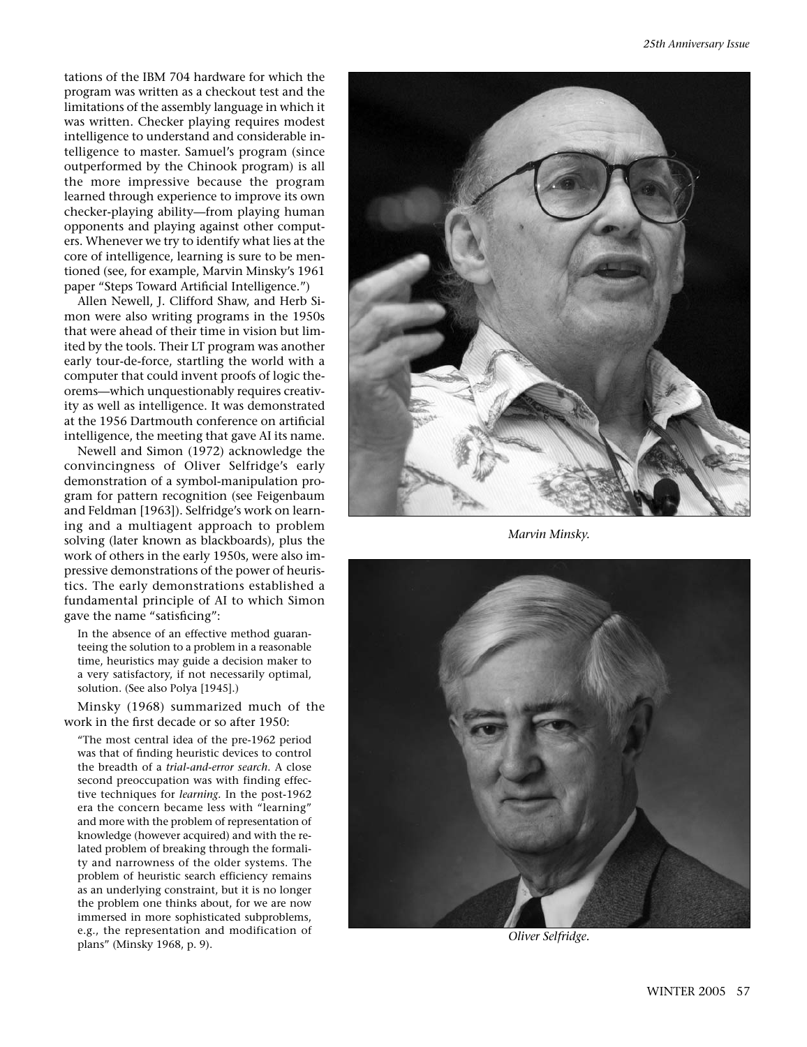tations of the IBM 704 hardware for which the program was written as a checkout test and the limitations of the assembly language in which it was written. Checker playing requires modest intelligence to understand and considerable intelligence to master. Samuel's program (since outperformed by the Chinook program) is all the more impressive because the program learned through experience to improve its own checker-playing ability—from playing human opponents and playing against other computers. Whenever we try to identify what lies at the core of intelligence, learning is sure to be mentioned (see, for example, Marvin Minsky's 1961 paper "Steps Toward Artificial Intelligence.")

Allen Newell, J. Clifford Shaw, and Herb Simon were also writing programs in the 1950s that were ahead of their time in vision but limited by the tools. Their LT program was another early tour-de-force, startling the world with a computer that could invent proofs of logic theorems—which unquestionably requires creativity as well as intelligence. It was demonstrated at the 1956 Dartmouth conference on artificial intelligence, the meeting that gave AI its name.

Newell and Simon (1972) acknowledge the convincingness of Oliver Selfridge's early demonstration of a symbol-manipulation program for pattern recognition (see Feigenbaum and Feldman [1963]). Selfridge's work on learning and a multiagent approach to problem solving (later known as blackboards), plus the work of others in the early 1950s, were also impressive demonstrations of the power of heuristics. The early demonstrations established a fundamental principle of AI to which Simon gave the name "satisficing":

> In the absence of an effective method guaranteeing the solution to a problem in a reasonable time, heuristics may guide a decision maker to a very satisfactory, if not necessarily optimal, solution. (See also Polya [1945].)

Minsky (1968) summarized much of the work in the first decade or so after 1950:

> "The most central idea of the pre-1962 period was that of finding heuristic devices to control the breadth of a *trial-and-error search*. A close second preoccupation was with finding effective techniques for *learning*. In the post-1962 era the concern became less with "learning" and more with the problem of representation of knowledge (however acquired) and with the related problem of breaking through the formality and narrowness of the older systems. The problem of heuristic search efficiency remains as an underlying constraint, but it is no longer the problem one thinks about, for we are now immersed in more sophisticated subproblems, e.g., the representation and modification of plans" (Minsky 1968, p. 9).

*Marvin Minsky.*

*Oliver Selfridge.*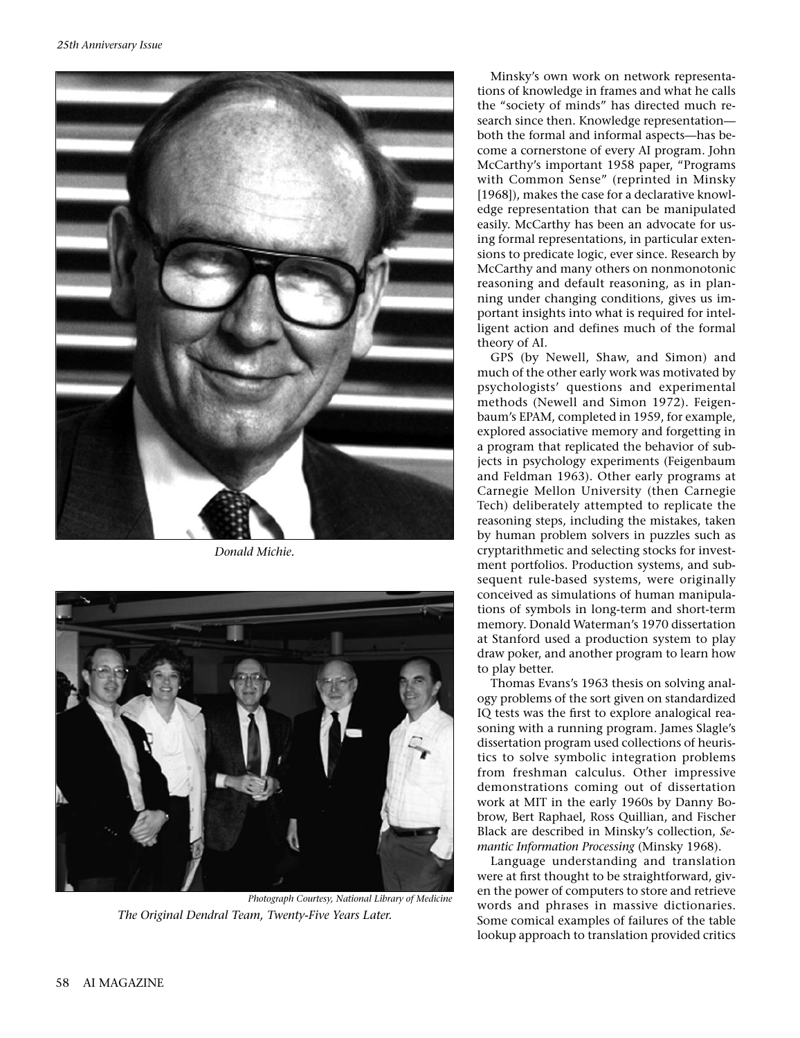*Donald Michie.*

Photograph Courtesy, National Library of Medicine

*The Original Dendral Team, Twenty-Five Years Later.*

Minsky's own work on network representations of knowledge in frames and what he calls the "society of minds" has directed much research since then. Knowledge representation—both the formal and informal aspects—has become a cornerstone of every AI program. John McCarthy's important 1958 paper, "Programs with Common Sense" (reprinted in Minsky [1968]), makes the case for a declarative knowledge representation that can be manipulated easily. McCarthy has been an advocate for using formal representations, in particular extensions to predicate logic, ever since. Research by McCarthy and many others on nonmonotonic reasoning and default reasoning, as in planning under changing conditions, gives us important insights into what is required for intelligent action and defines much of the formal theory of AI.

GPS (by Newell, Shaw, and Simon) and much of the other early work was motivated by psychologists' questions and experimental methods (Newell and Simon 1972). Feigenbaum's EPAM, completed in 1959, for example, explored associative memory and forgetting in a program that replicated the behavior of subjects in psychology experiments (Feigenbaum and Feldman 1963). Other early programs at Carnegie Mellon University (then Carnegie Tech) deliberately attempted to replicate the reasoning steps, including the mistakes, taken by human problem solvers in puzzles such as cryptarithmetic and selecting stocks for investment portfolios. Production systems, and subsequent rule-based systems, were originally conceived as simulations of human manipulations of symbols in long-term and short-term memory. Donald Waterman's 1970 dissertation at Stanford used a production system to play draw poker, and another program to learn how to play better.

Thomas Evans's 1963 thesis on solving analogy problems of the sort given on standardized IQ tests was the first to explore analogical reasoning with a running program. James Slagle's dissertation program used collections of heuristics to solve symbolic integration problems from freshman calculus. Other impressive demonstrations coming out of dissertation work at MIT in the early 1960s by Danny Bobrow, Bert Raphael, Ross Quillian, and Fischer Black are described in Minsky's collection, *Semantic Information Processing* (Minsky 1968).

Language understanding and translation were at first thought to be straightforward, given the power of computers to store and retrieve words and phrases in massive dictionaries. Some comical examples of failures of the table lookup approach to translation provided critics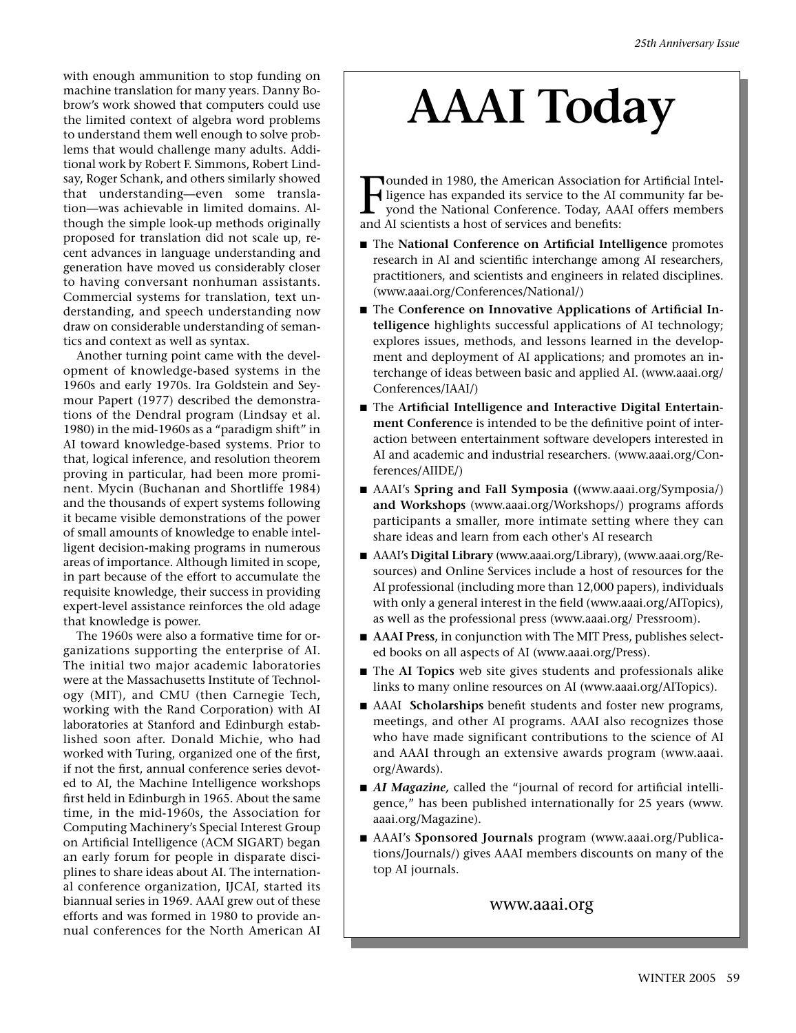with enough ammunition to stop funding on machine translation for many years. Danny Bobrow's work showed that computers could use the limited context of algebra word problems to understand them well enough to solve problems that would challenge many adults. Additional work by Robert F. Simmons, Robert Lindsay, Roger Schank, and others similarly showed that understanding—even some translation—was achievable in limited domains. Although the simple look-up methods originally proposed for translation did not scale up, recent advances in language understanding and generation have moved us considerably closer to having conversant nonhuman assistants. Commercial systems for translation, text understanding, and speech understanding now draw on considerable understanding of semantics and context as well as syntax.

Another turning point came with the development of knowledge-based systems in the 1960s and early 1970s. Ira Goldstein and Seymour Papert (1977) described the demonstrations of the Dendral program (Lindsay et al. 1980) in the mid-1960s as a "paradigm shift" in AI toward knowledge-based systems. Prior to that, logical inference, and resolution theorem proving in particular, had been more prominent. Mycin (Buchanan and Shortliffe 1984) and the thousands of expert systems following it became visible demonstrations of the power of small amounts of knowledge to enable intelligent decision-making programs in numerous areas of importance. Although limited in scope, in part because of the effort to accumulate the requisite knowledge, their success in providing expert-level assistance reinforces the old adage that knowledge is power.

The 1960s were also a formative time for organizations supporting the enterprise of AI. The initial two major academic laboratories were at the Massachusetts Institute of Technology (MIT), and CMU (then Carnegie Tech, working with the Rand Corporation) with AI laboratories at Stanford and Edinburgh established soon after. Donald Michie, who had worked with Turing, organized one of the first, if not the first, annual conference series devoted to AI, the Machine Intelligence workshops first held in Edinburgh in 1965. About the same time, in the mid-1960s, the Association for Computing Machinery's Special Interest Group on Artificial Intelligence (ACM SIGART) began an early forum for people in disparate disciplines to share ideas about AI. The international conference organization, IJCAI, started its biannual series in 1969. AAAI grew out of these efforts and was formed in 1980 to provide annual conferences for the North American AI

# AAAI Today

Founded in 1980, the American Association for Artificial Intelligence has expanded its service to the AI community far beyond the National Conference. Today, AAAI offers members and AI scientists a host of services and benefits:

- The **National Conference on Artificial Intelligence** promotes research in AI and scientific interchange among AI researchers, practitioners, and scientists and engineers in related disciplines. (www.aaai.org/Conferences/National/)
- The **Conference on Innovative Applications of Artificial Intelligence** highlights successful applications of AI technology; explores issues, methods, and lessons learned in the development and deployment of AI applications; and promotes an interchange of ideas between basic and applied AI. (www.aaai.org/Conferences/IAAI/)
- The **Artificial Intelligence and Interactive Digital Entertainment Conferenc**e is intended to be the definitive point of interaction between entertainment software developers interested in AI and academic and industrial researchers. (www.aaai.org/Conferences/AIIDE/)
- AAAI's **Spring and Fall Symposia (**(www.aaai.org/Symposia/) **and Workshops** (www.aaai.org/Workshops/) programs affords participants a smaller, more intimate setting where they can share ideas and learn from each other's AI research
- AAAI's **Digital Library** (www.aaai.org/Library), (www.aaai.org/Resources) and Online Services include a host of resources for the AI professional (including more than 12,000 papers), individuals with only a general interest in the field (www.aaai.org/AITopics), as well as the professional press (www.aaai.org/ Pressroom).
- **AAAI Press,** in conjunction with The MIT Press, publishes selected books on all aspects of AI (www.aaai.org/Press).
- The **AI Topics** web site gives students and professionals alike links to many online resources on AI (www.aaai.org/AITopics).
- AAAI **Scholarships** benefit students and foster new programs, meetings, and other AI programs. AAAI also recognizes those who have made significant contributions to the science of AI and AAAI through an extensive awards program (www.aaai.org/Awards).
- ***AI Magazine,*** called the "journal of record for artificial intelligence," has been published internationally for 25 years (www.aaai.org/Magazine).
- AAAI's **Sponsored Journals** program (www.aaai.org/Publications/Journals/) gives AAAI members discounts on many of the top AI journals.

www.aaai.org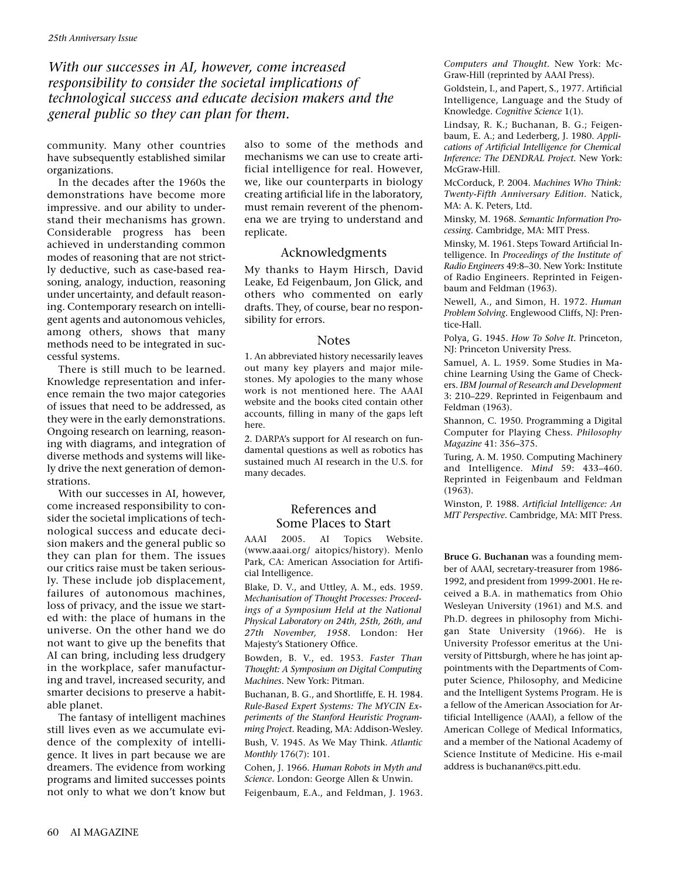*With our successes in AI, however, come increased responsibility to consider the societal implications of technological success and educate decision makers and the general public so they can plan for them.*

community. Many other countries have subsequently established similar organizations.

In the decades after the 1960s the demonstrations have become more impressive. and our ability to understand their mechanisms has grown. Considerable progress has been achieved in understanding common modes of reasoning that are not strictly deductive, such as case-based reasoning, analogy, induction, reasoning under uncertainty, and default reasoning. Contemporary research on intelligent agents and autonomous vehicles, among others, shows that many methods need to be integrated in successful systems.

There is still much to be learned. Knowledge representation and inference remain the two major categories of issues that need to be addressed, as they were in the early demonstrations. Ongoing research on learning, reasoning with diagrams, and integration of diverse methods and systems will likely drive the next generation of demonstrations.

With our successes in AI, however, come increased responsibility to consider the societal implications of technological success and educate decision makers and the general public so they can plan for them. The issues our critics raise must be taken seriously. These include job displacement, failures of autonomous machines, loss of privacy, and the issue we started with: the place of humans in the universe. On the other hand we do not want to give up the benefits that AI can bring, including less drudgery in the workplace, safer manufacturing and travel, increased security, and smarter decisions to preserve a habitable planet.

The fantasy of intelligent machines still lives even as we accumulate evidence of the complexity of intelligence. It lives in part because we are dreamers. The evidence from working programs and limited successes points not only to what we don't know but also to some of the methods and mechanisms we can use to create artificial intelligence for real. However, we, like our counterparts in biology creating artificial life in the laboratory, must remain reverent of the phenomena we are trying to understand and replicate.

## Acknowledgments

My thanks to Haym Hirsch, David Leake, Ed Feigenbaum, Jon Glick, and others who commented on early drafts. They, of course, bear no responsibility for errors.

## Notes

1. An abbreviated history necessarily leaves out many key players and major milestones. My apologies to the many whose work is not mentioned here. The AAAI website and the books cited contain other accounts, filling in many of the gaps left here.

2. DARPA's support for AI research on fundamental questions as well as robotics has sustained much AI research in the U.S. for many decades.

## References and Some Places to Start

AAAI 2005. AI Topics Website. (www.aaai.org/ aitopics/history). Menlo Park, CA: American Association for Artificial Intelligence.

Blake, D. V., and Uttley, A. M., eds. 1959. *Mechanisation of Thought Processes: Proceedings of a Symposium Held at the National Physical Laboratory on 24th, 25th, 26th, and 27th November, 1958*. London: Her Majesty's Stationery Office.

Bowden, B. V., ed. 1953. *Faster Than Thought: A Symposium on Digital Computing Machines*. New York: Pitman.

Buchanan, B. G., and Shortliffe, E. H. 1984. *Rule-Based Expert Systems: The MYCIN Experiments of the Stanford Heuristic Programming Project*. Reading, MA: Addison-Wesley.

Bush, V. 1945. As We May Think. *Atlantic Monthly* 176(7): 101.

Cohen, J. 1966. *Human Robots in Myth and Science*. London: George Allen & Unwin.

Feigenbaum, E.A., and Feldman, J. 1963. *Computers and Thought*. New York: McGraw-Hill (reprinted by AAAI Press).

Goldstein, I., and Papert, S., 1977. Artificial Intelligence, Language and the Study of Knowledge. *Cognitive Science* 1(1).

Lindsay, R. K.; Buchanan, B. G.; Feigenbaum, E. A.; and Lederberg, J. 1980. *Applications of Artificial Intelligence for Chemical Inference: The DENDRAL Project*. New York: McGraw-Hill.

McCorduck, P. 2004. *Machines Who Think: Twenty-Fifth Anniversary Edition*. Natick, MA: A. K. Peters, Ltd.

Minsky, M. 1968. *Semantic Information Processing*. Cambridge, MA: MIT Press.

Minsky, M. 1961. Steps Toward Artificial Intelligence. In *Proceedings of the Institute of Radio Engineers* 49:8–30. New York: Institute of Radio Engineers. Reprinted in Feigenbaum and Feldman (1963).

Newell, A., and Simon, H. 1972. *Human Problem Solving*. Englewood Cliffs, NJ: Prentice-Hall.

Polya, G. 1945. *How To Solve It*. Princeton, NJ: Princeton University Press.

Samuel, A. L. 1959. Some Studies in Machine Learning Using the Game of Checkers. *IBM Journal of Research and Development* 3: 210–229. Reprinted in Feigenbaum and Feldman (1963).

Shannon, C. 1950. Programming a Digital Computer for Playing Chess. *Philosophy Magazine* 41: 356–375.

Turing, A. M. 1950. Computing Machinery and Intelligence. *Mind* 59: 433–460. Reprinted in Feigenbaum and Feldman (1963).

Winston, P. 1988. *Artificial Intelligence: An MIT Perspective*. Cambridge, MA: MIT Press.

**Bruce G. Buchanan** was a founding member of AAAI, secretary-treasurer from 1986-1992, and president from 1999-2001. He received a B.A. in mathematics from Ohio Wesleyan University (1961) and M.S. and Ph.D. degrees in philosophy from Michigan State University (1966). He is University Professor emeritus at the University of Pittsburgh, where he has joint appointments with the Departments of Computer Science, Philosophy, and Medicine and the Intelligent Systems Program. He is a fellow of the American Association for Artificial Intelligence (AAAI), a fellow of the American College of Medical Informatics, and a member of the National Academy of Science Institute of Medicine. His e-mail address is buchanan@cs.pitt.edu.